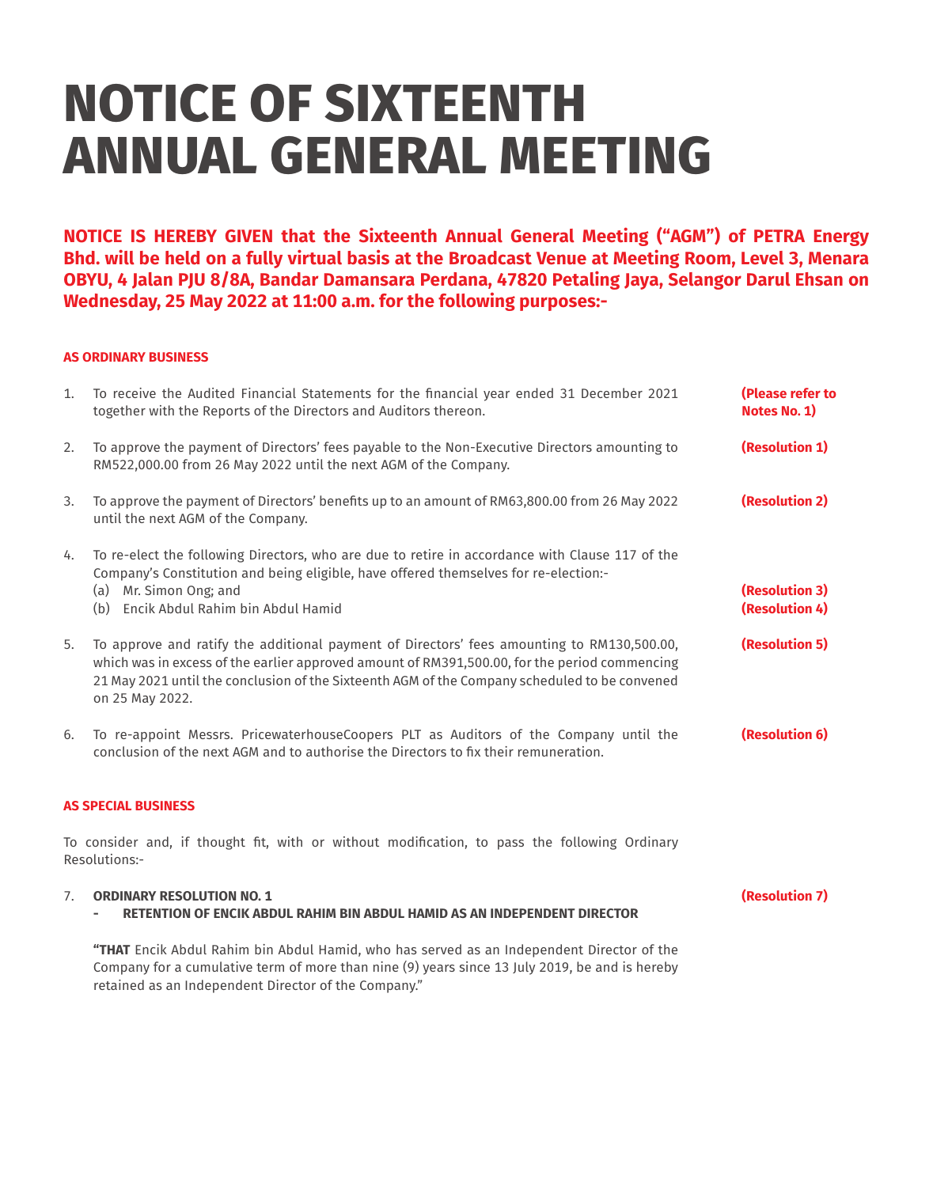# NOTICE OF SIXTEENTH ANNUAL GENERAL MEETING

**NOTICE IS HEREBY GIVEN that the Sixteenth Annual General Meeting ("AGM") of PETRA Energy Bhd. will be held on a fully virtual basis at the Broadcast Venue at Meeting Room, Level 3, Menara OBYU, 4 Jalan PJU 8/8A, Bandar Damansara Perdana, 47820 Petaling Jaya, Selangor Darul Ehsan on Wednesday, 25 May 2022 at 11:00 a.m. for the following purposes:-**

**AS ORDINARY BUSINESS**

1. To receive the Audited Financial Statements for the financial year ended 31 December 2021 together with the Reports of the Directors and Auditors thereon. **(Please refer to Notes No. 1)**

2. To approve the payment of Directors' fees payable to the Non-Executive Directors amounting to RM522,000.00 from 26 May 2022 until the next AGM of the Company. **(Resolution 1)**

3. To approve the payment of Directors' benefits up to an amount of RM63,800.00 from 26 May 2022 until the next AGM of the Company. **(Resolution 2)**

4. To re-elect the following Directors, who are due to retire in accordance with Clause 117 of the Company's Constitution and being eligible, have offered themselves for re-election:-
   (a) Mr. Simon Ong; and **(Resolution 3)**
   (b) Encik Abdul Rahim bin Abdul Hamid **(Resolution 4)**

5. To approve and ratify the additional payment of Directors' fees amounting to RM130,500.00, which was in excess of the earlier approved amount of RM391,500.00, for the period commencing 21 May 2021 until the conclusion of the Sixteenth AGM of the Company scheduled to be convened on 25 May 2022. **(Resolution 5)**

6. To re-appoint Messrs. PricewaterhouseCoopers PLT as Auditors of the Company until the conclusion of the next AGM and to authorise the Directors to fix their remuneration. **(Resolution 6)**

**AS SPECIAL BUSINESS**

To consider and, if thought fit, with or without modification, to pass the following Ordinary Resolutions:-

7. **ORDINARY RESOLUTION NO. 1** **(Resolution 7)**
   **- RETENTION OF ENCIK ABDUL RAHIM BIN ABDUL HAMID AS AN INDEPENDENT DIRECTOR**

   **"THAT** Encik Abdul Rahim bin Abdul Hamid, who has served as an Independent Director of the Company for a cumulative term of more than nine (9) years since 13 July 2019, be and is hereby retained as an Independent Director of the Company."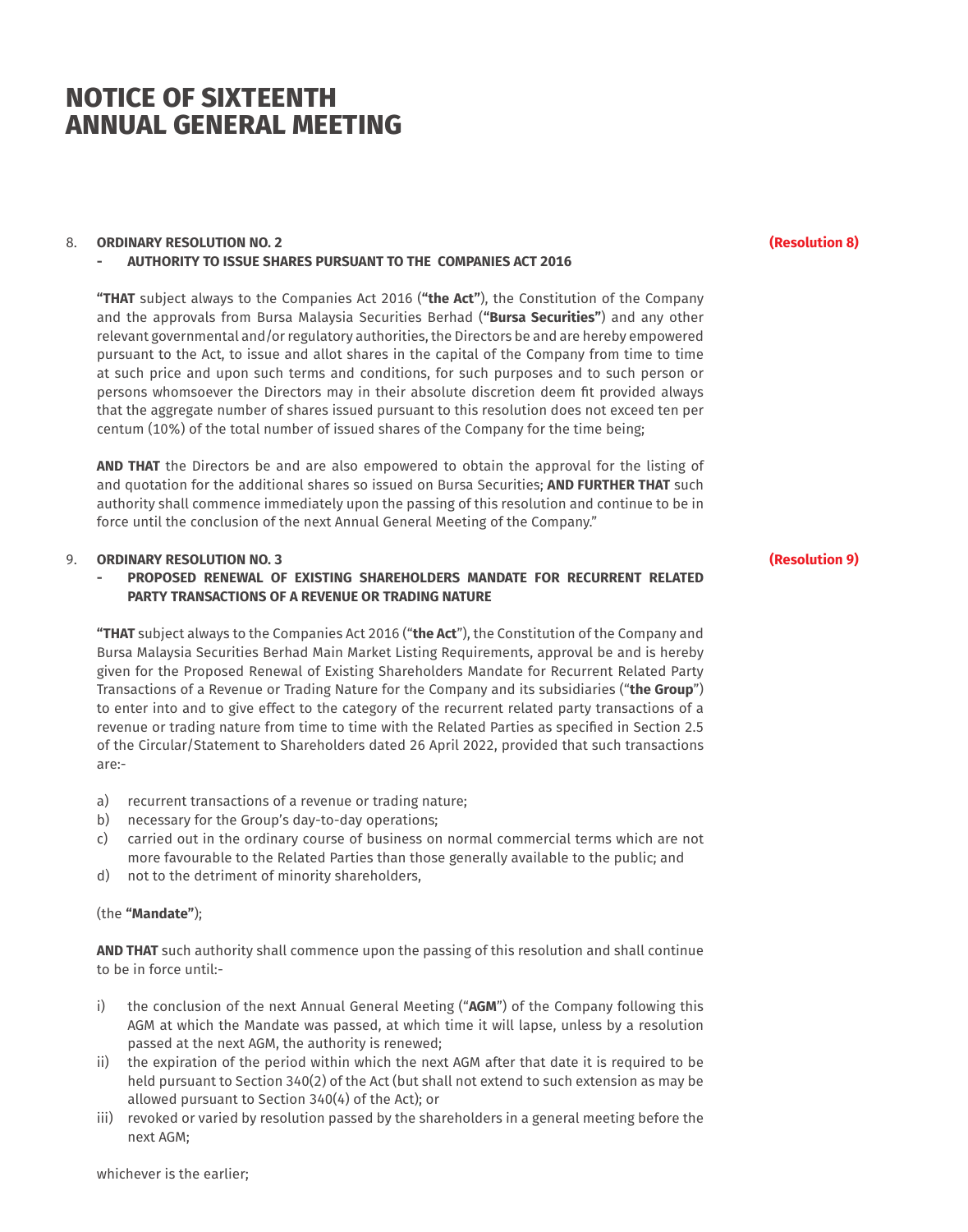# NOTICE OF SIXTEENTH ANNUAL GENERAL MEETING

8. **ORDINARY RESOLUTION NO. 2** **(Resolution 8)**

   **- AUTHORITY TO ISSUE SHARES PURSUANT TO THE COMPANIES ACT 2016**

   **"THAT** subject always to the Companies Act 2016 (**"the Act"**), the Constitution of the Company and the approvals from Bursa Malaysia Securities Berhad (**"Bursa Securities"**) and any other relevant governmental and/or regulatory authorities, the Directors be and are hereby empowered pursuant to the Act, to issue and allot shares in the capital of the Company from time to time at such price and upon such terms and conditions, for such purposes and to such person or persons whomsoever the Directors may in their absolute discretion deem fit provided always that the aggregate number of shares issued pursuant to this resolution does not exceed ten per centum (10%) of the total number of issued shares of the Company for the time being;

   **AND THAT** the Directors be and are also empowered to obtain the approval for the listing of and quotation for the additional shares so issued on Bursa Securities; **AND FURTHER THAT** such authority shall commence immediately upon the passing of this resolution and continue to be in force until the conclusion of the next Annual General Meeting of the Company."

9. **ORDINARY RESOLUTION NO. 3** **(Resolution 9)**

   **- PROPOSED RENEWAL OF EXISTING SHAREHOLDERS MANDATE FOR RECURRENT RELATED PARTY TRANSACTIONS OF A REVENUE OR TRADING NATURE**

   **"THAT** subject always to the Companies Act 2016 ("**the Act**"), the Constitution of the Company and Bursa Malaysia Securities Berhad Main Market Listing Requirements, approval be and is hereby given for the Proposed Renewal of Existing Shareholders Mandate for Recurrent Related Party Transactions of a Revenue or Trading Nature for the Company and its subsidiaries ("**the Group**") to enter into and to give effect to the category of the recurrent related party transactions of a revenue or trading nature from time to time with the Related Parties as specified in Section 2.5 of the Circular/Statement to Shareholders dated 26 April 2022, provided that such transactions are:-

   a) recurrent transactions of a revenue or trading nature;
   b) necessary for the Group's day-to-day operations;
   c) carried out in the ordinary course of business on normal commercial terms which are not more favourable to the Related Parties than those generally available to the public; and
   d) not to the detriment of minority shareholders,

   (the **"Mandate"**);

   **AND THAT** such authority shall commence upon the passing of this resolution and shall continue to be in force until:-

   i) the conclusion of the next Annual General Meeting ("**AGM**") of the Company following this AGM at which the Mandate was passed, at which time it will lapse, unless by a resolution passed at the next AGM, the authority is renewed;
   ii) the expiration of the period within which the next AGM after that date it is required to be held pursuant to Section 340(2) of the Act (but shall not extend to such extension as may be allowed pursuant to Section 340(4) of the Act); or
   iii) revoked or varied by resolution passed by the shareholders in a general meeting before the next AGM;

   whichever is the earlier;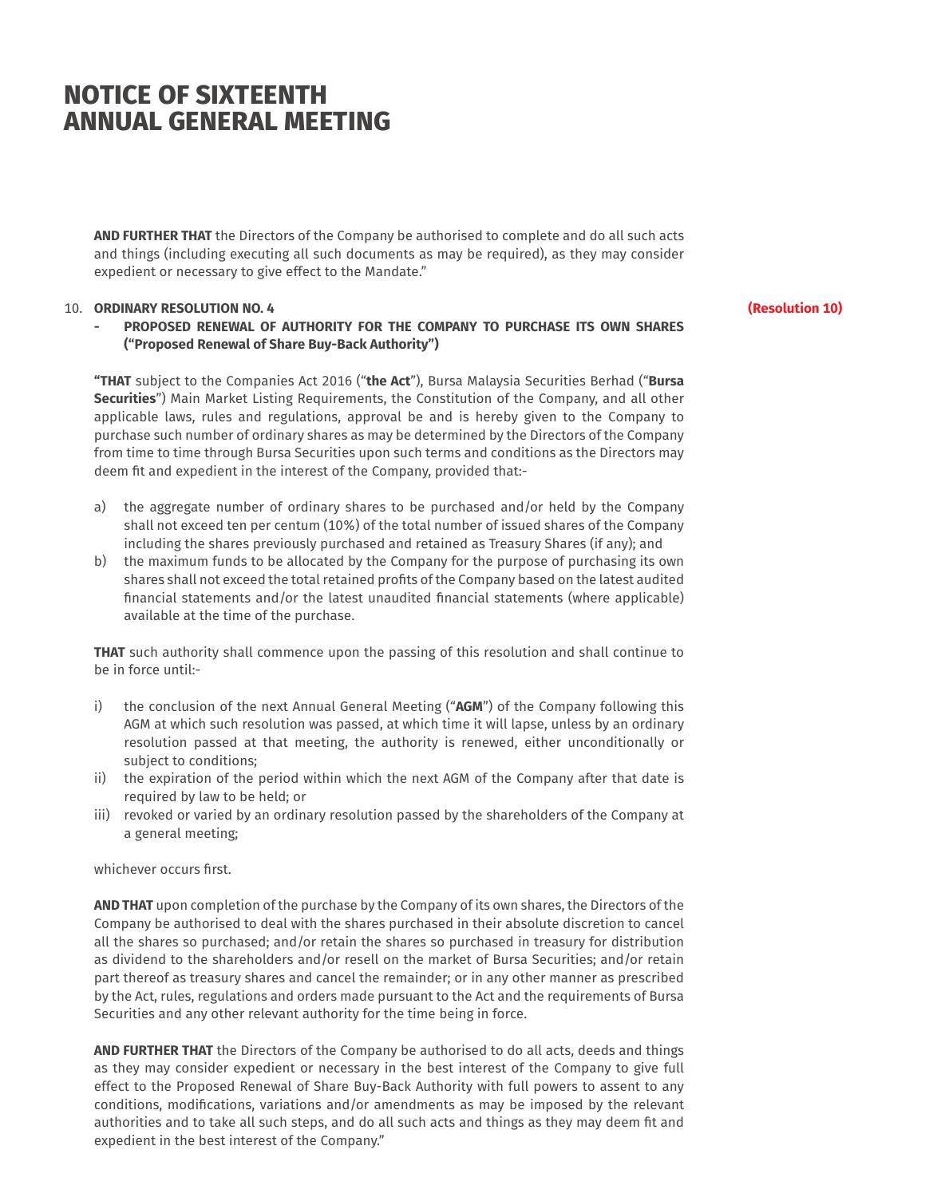# NOTICE OF SIXTEENTH ANNUAL GENERAL MEETING

**AND FURTHER THAT** the Directors of the Company be authorised to complete and do all such acts and things (including executing all such documents as may be required), as they may consider expedient or necessary to give effect to the Mandate."

10. **ORDINARY RESOLUTION NO. 4** **(Resolution 10)**

**- PROPOSED RENEWAL OF AUTHORITY FOR THE COMPANY TO PURCHASE ITS OWN SHARES ("Proposed Renewal of Share Buy-Back Authority")**

**"THAT** subject to the Companies Act 2016 ("**the Act**"), Bursa Malaysia Securities Berhad ("**Bursa Securities**") Main Market Listing Requirements, the Constitution of the Company, and all other applicable laws, rules and regulations, approval be and is hereby given to the Company to purchase such number of ordinary shares as may be determined by the Directors of the Company from time to time through Bursa Securities upon such terms and conditions as the Directors may deem fit and expedient in the interest of the Company, provided that:-

a) the aggregate number of ordinary shares to be purchased and/or held by the Company shall not exceed ten per centum (10%) of the total number of issued shares of the Company including the shares previously purchased and retained as Treasury Shares (if any); and
b) the maximum funds to be allocated by the Company for the purpose of purchasing its own shares shall not exceed the total retained profits of the Company based on the latest audited financial statements and/or the latest unaudited financial statements (where applicable) available at the time of the purchase.

**THAT** such authority shall commence upon the passing of this resolution and shall continue to be in force until:-

i) the conclusion of the next Annual General Meeting ("**AGM**") of the Company following this AGM at which such resolution was passed, at which time it will lapse, unless by an ordinary resolution passed at that meeting, the authority is renewed, either unconditionally or subject to conditions;
ii) the expiration of the period within which the next AGM of the Company after that date is required by law to be held; or
iii) revoked or varied by an ordinary resolution passed by the shareholders of the Company at a general meeting;

whichever occurs first.

**AND THAT** upon completion of the purchase by the Company of its own shares, the Directors of the Company be authorised to deal with the shares purchased in their absolute discretion to cancel all the shares so purchased; and/or retain the shares so purchased in treasury for distribution as dividend to the shareholders and/or resell on the market of Bursa Securities; and/or retain part thereof as treasury shares and cancel the remainder; or in any other manner as prescribed by the Act, rules, regulations and orders made pursuant to the Act and the requirements of Bursa Securities and any other relevant authority for the time being in force.

**AND FURTHER THAT** the Directors of the Company be authorised to do all acts, deeds and things as they may consider expedient or necessary in the best interest of the Company to give full effect to the Proposed Renewal of Share Buy-Back Authority with full powers to assent to any conditions, modifications, variations and/or amendments as may be imposed by the relevant authorities and to take all such steps, and do all such acts and things as they may deem fit and expedient in the best interest of the Company."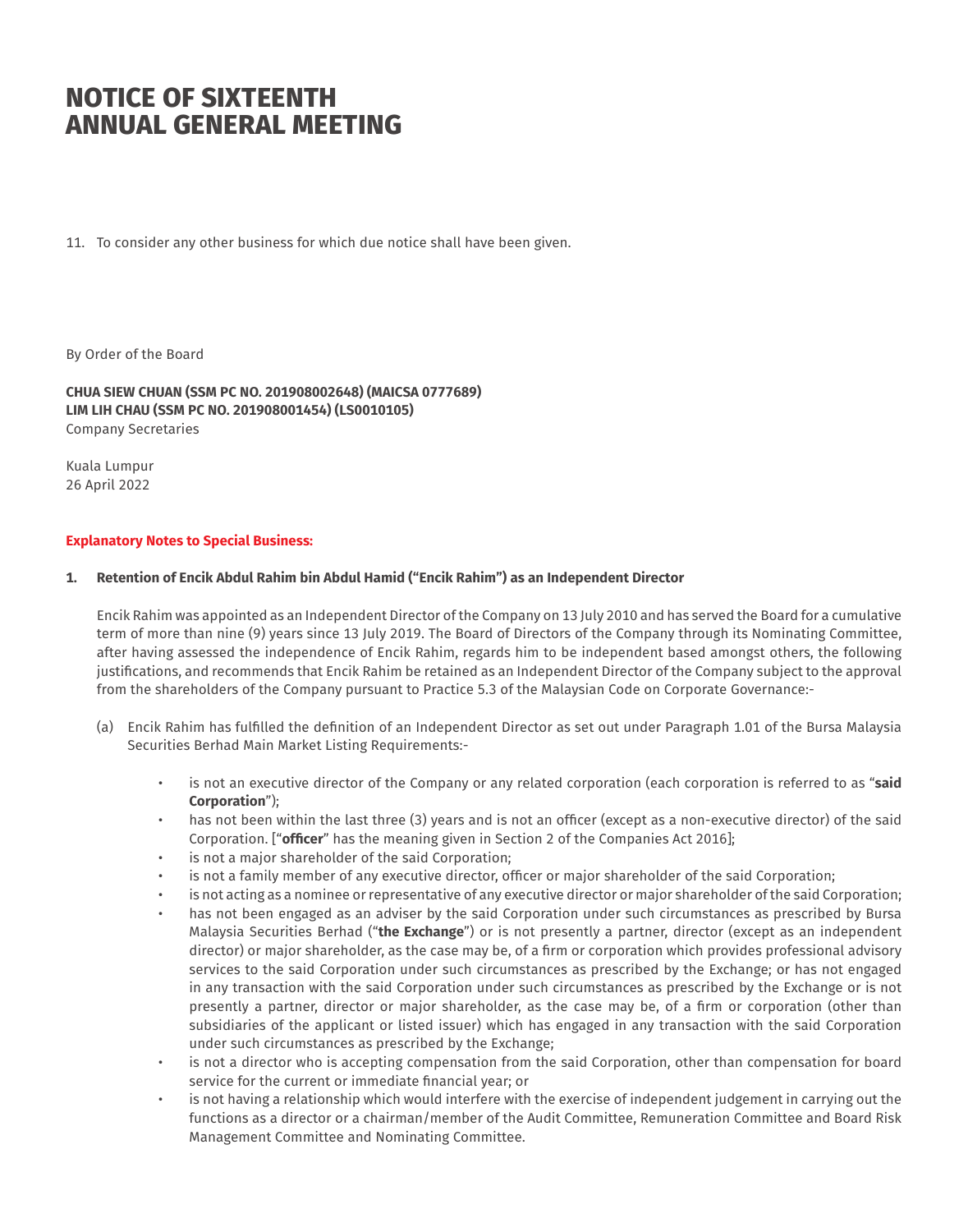# NOTICE OF SIXTEENTH ANNUAL GENERAL MEETING

11. To consider any other business for which due notice shall have been given.

By Order of the Board

**CHUA SIEW CHUAN (SSM PC NO. 201908002648) (MAICSA 0777689)**
**LIM LIH CHAU (SSM PC NO. 201908001454) (LS0010105)**
Company Secretaries

Kuala Lumpur
26 April 2022

**Explanatory Notes to Special Business:**

**1. Retention of Encik Abdul Rahim bin Abdul Hamid ("Encik Rahim") as an Independent Director**

Encik Rahim was appointed as an Independent Director of the Company on 13 July 2010 and has served the Board for a cumulative term of more than nine (9) years since 13 July 2019. The Board of Directors of the Company through its Nominating Committee, after having assessed the independence of Encik Rahim, regards him to be independent based amongst others, the following justifications, and recommends that Encik Rahim be retained as an Independent Director of the Company subject to the approval from the shareholders of the Company pursuant to Practice 5.3 of the Malaysian Code on Corporate Governance:-

(a) Encik Rahim has fulfilled the definition of an Independent Director as set out under Paragraph 1.01 of the Bursa Malaysia Securities Berhad Main Market Listing Requirements:-

- is not an executive director of the Company or any related corporation (each corporation is referred to as "**said Corporation**");
- has not been within the last three (3) years and is not an officer (except as a non-executive director) of the said Corporation. ["**officer**" has the meaning given in Section 2 of the Companies Act 2016];
- is not a major shareholder of the said Corporation;
- is not a family member of any executive director, officer or major shareholder of the said Corporation;
- is not acting as a nominee or representative of any executive director or major shareholder of the said Corporation;
- has not been engaged as an adviser by the said Corporation under such circumstances as prescribed by Bursa Malaysia Securities Berhad ("**the Exchange**") or is not presently a partner, director (except as an independent director) or major shareholder, as the case may be, of a firm or corporation which provides professional advisory services to the said Corporation under such circumstances as prescribed by the Exchange; or has not engaged in any transaction with the said Corporation under such circumstances as prescribed by the Exchange or is not presently a partner, director or major shareholder, as the case may be, of a firm or corporation (other than subsidiaries of the applicant or listed issuer) which has engaged in any transaction with the said Corporation under such circumstances as prescribed by the Exchange;
- is not a director who is accepting compensation from the said Corporation, other than compensation for board service for the current or immediate financial year; or
- is not having a relationship which would interfere with the exercise of independent judgement in carrying out the functions as a director or a chairman/member of the Audit Committee, Remuneration Committee and Board Risk Management Committee and Nominating Committee.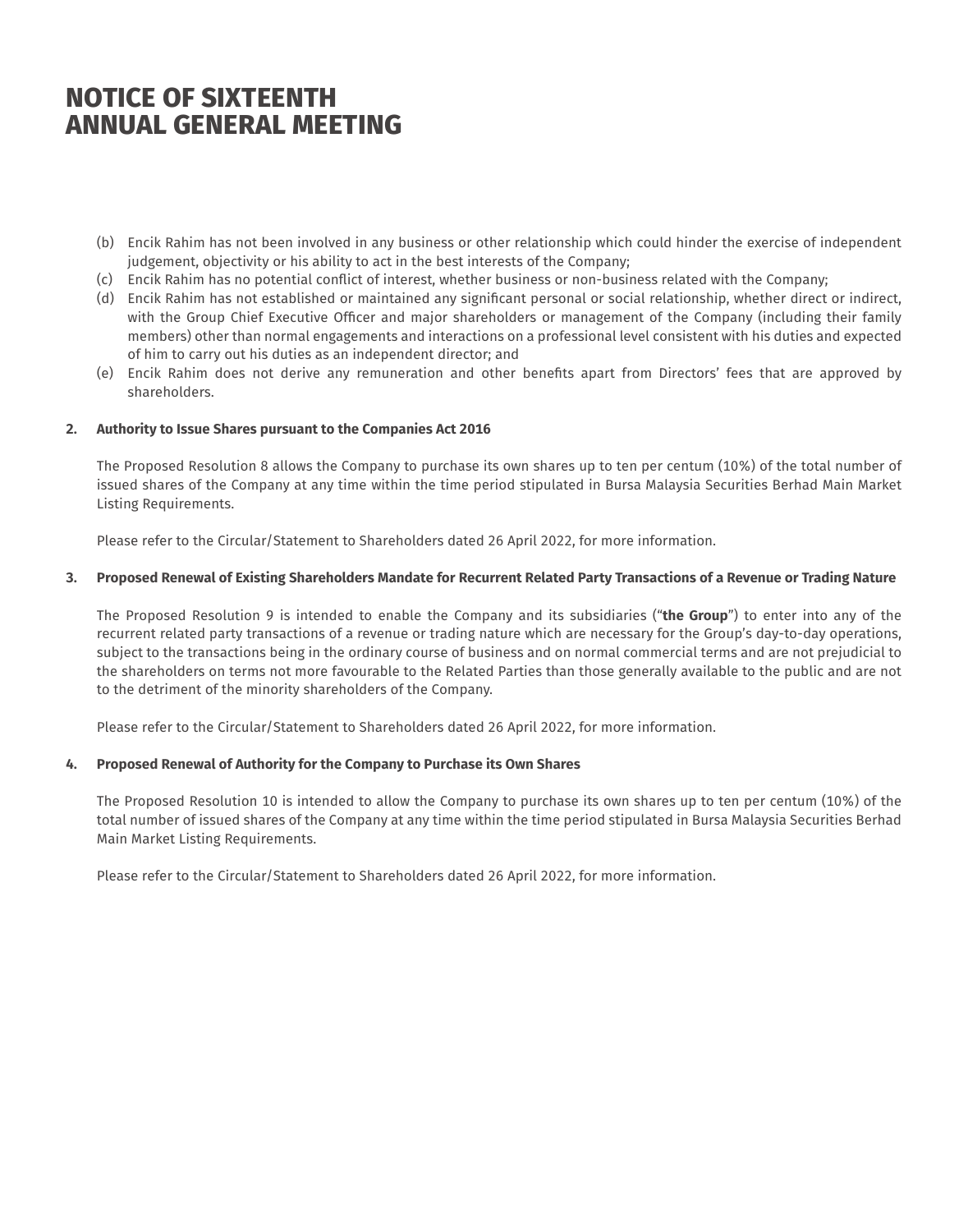# NOTICE OF SIXTEENTH ANNUAL GENERAL MEETING

(b) Encik Rahim has not been involved in any business or other relationship which could hinder the exercise of independent judgement, objectivity or his ability to act in the best interests of the Company;

(c) Encik Rahim has no potential conflict of interest, whether business or non-business related with the Company;

(d) Encik Rahim has not established or maintained any significant personal or social relationship, whether direct or indirect, with the Group Chief Executive Officer and major shareholders or management of the Company (including their family members) other than normal engagements and interactions on a professional level consistent with his duties and expected of him to carry out his duties as an independent director; and

(e) Encik Rahim does not derive any remuneration and other benefits apart from Directors' fees that are approved by shareholders.

**2. Authority to Issue Shares pursuant to the Companies Act 2016**

The Proposed Resolution 8 allows the Company to purchase its own shares up to ten per centum (10%) of the total number of issued shares of the Company at any time within the time period stipulated in Bursa Malaysia Securities Berhad Main Market Listing Requirements.

Please refer to the Circular/Statement to Shareholders dated 26 April 2022, for more information.

**3. Proposed Renewal of Existing Shareholders Mandate for Recurrent Related Party Transactions of a Revenue or Trading Nature**

The Proposed Resolution 9 is intended to enable the Company and its subsidiaries ("**the Group**") to enter into any of the recurrent related party transactions of a revenue or trading nature which are necessary for the Group's day-to-day operations, subject to the transactions being in the ordinary course of business and on normal commercial terms and are not prejudicial to the shareholders on terms not more favourable to the Related Parties than those generally available to the public and are not to the detriment of the minority shareholders of the Company.

Please refer to the Circular/Statement to Shareholders dated 26 April 2022, for more information.

**4. Proposed Renewal of Authority for the Company to Purchase its Own Shares**

The Proposed Resolution 10 is intended to allow the Company to purchase its own shares up to ten per centum (10%) of the total number of issued shares of the Company at any time within the time period stipulated in Bursa Malaysia Securities Berhad Main Market Listing Requirements.

Please refer to the Circular/Statement to Shareholders dated 26 April 2022, for more information.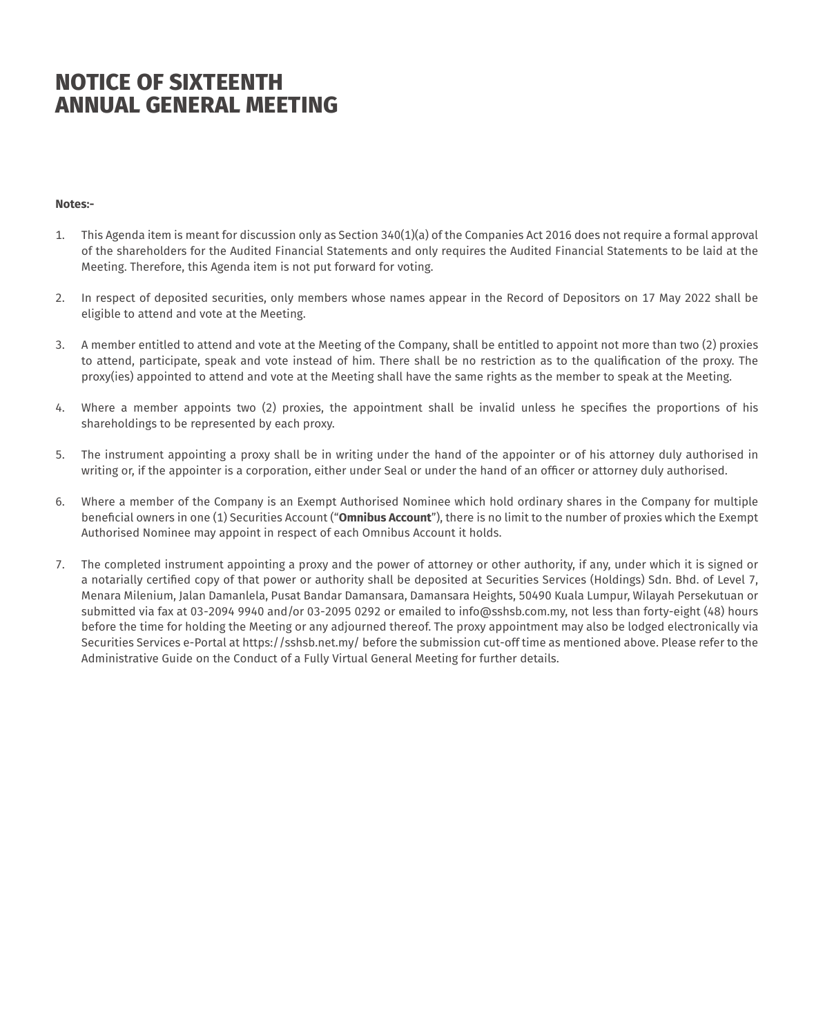# NOTICE OF SIXTEENTH ANNUAL GENERAL MEETING

**Notes:-**

1. This Agenda item is meant for discussion only as Section 340(1)(a) of the Companies Act 2016 does not require a formal approval of the shareholders for the Audited Financial Statements and only requires the Audited Financial Statements to be laid at the Meeting. Therefore, this Agenda item is not put forward for voting.

2. In respect of deposited securities, only members whose names appear in the Record of Depositors on 17 May 2022 shall be eligible to attend and vote at the Meeting.

3. A member entitled to attend and vote at the Meeting of the Company, shall be entitled to appoint not more than two (2) proxies to attend, participate, speak and vote instead of him. There shall be no restriction as to the qualification of the proxy. The proxy(ies) appointed to attend and vote at the Meeting shall have the same rights as the member to speak at the Meeting.

4. Where a member appoints two (2) proxies, the appointment shall be invalid unless he specifies the proportions of his shareholdings to be represented by each proxy.

5. The instrument appointing a proxy shall be in writing under the hand of the appointer or of his attorney duly authorised in writing or, if the appointer is a corporation, either under Seal or under the hand of an officer or attorney duly authorised.

6. Where a member of the Company is an Exempt Authorised Nominee which hold ordinary shares in the Company for multiple beneficial owners in one (1) Securities Account ("**Omnibus Account**"), there is no limit to the number of proxies which the Exempt Authorised Nominee may appoint in respect of each Omnibus Account it holds.

7. The completed instrument appointing a proxy and the power of attorney or other authority, if any, under which it is signed or a notarially certified copy of that power or authority shall be deposited at Securities Services (Holdings) Sdn. Bhd. of Level 7, Menara Milenium, Jalan Damanlela, Pusat Bandar Damansara, Damansara Heights, 50490 Kuala Lumpur, Wilayah Persekutuan or submitted via fax at 03-2094 9940 and/or 03-2095 0292 or emailed to info@sshsb.com.my, not less than forty-eight (48) hours before the time for holding the Meeting or any adjourned thereof. The proxy appointment may also be lodged electronically via Securities Services e-Portal at https://sshsb.net.my/ before the submission cut-off time as mentioned above. Please refer to the Administrative Guide on the Conduct of a Fully Virtual General Meeting for further details.